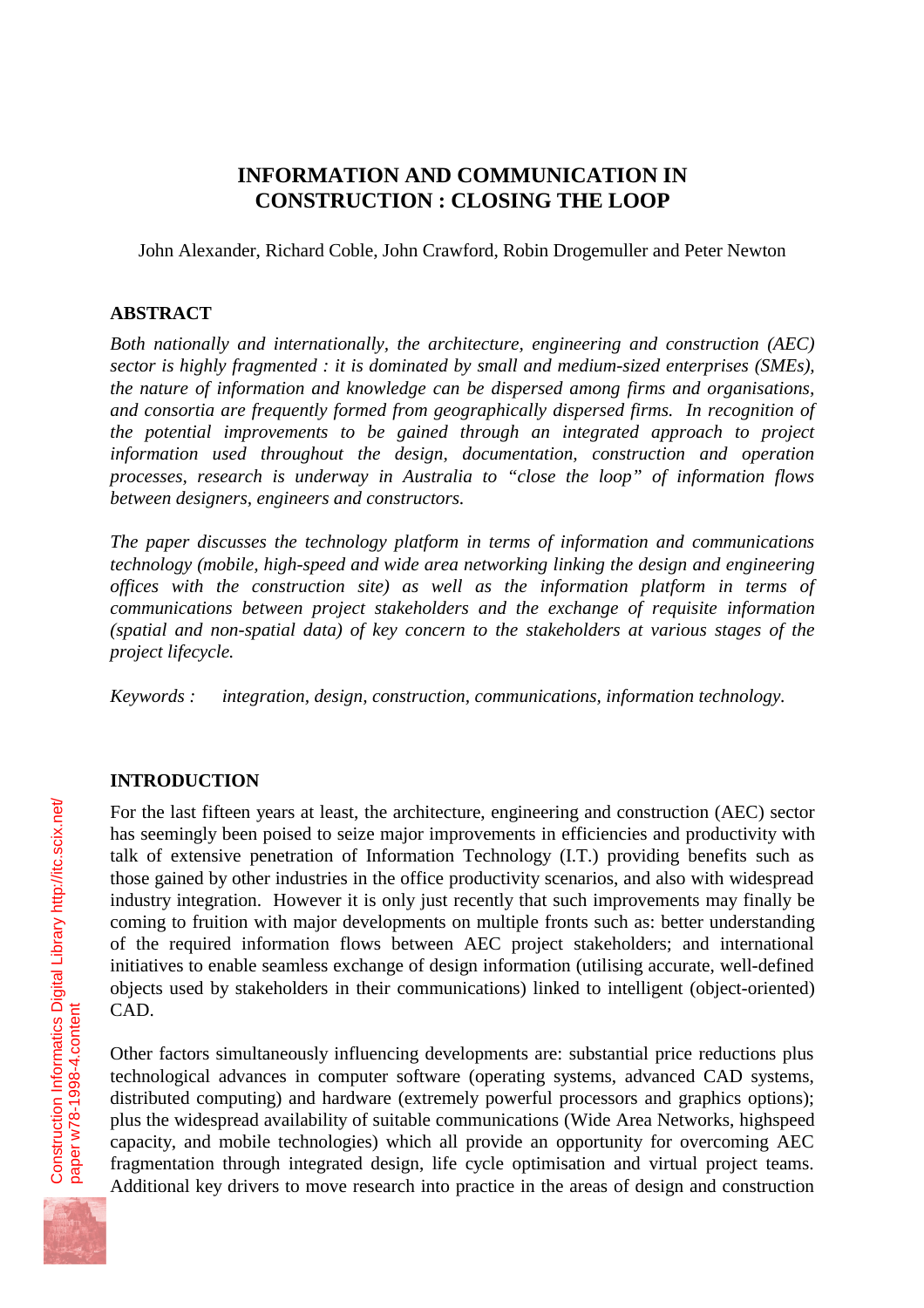# INFORMATION AND COMMUNICATION IN CONSTRUCTION : CLOSING THE LOOP

John Alexander, Richard Coble, John Crawford, Robin Drogemuller and Peter Newton

## ABSTRACT

*Both nationally and internationally, the architecture, engineering and construction (AEC) sector is highly fragmented : it is dominated by small and medium-sized enterprises (SMEs), the nature of information and knowledge can be dispersed among firms and organisations, and consortia are frequently formed from geographically dispersed firms. In recognition of the potential improvements to be gained through an integrated approach to project information used throughout the design, documentation, construction and operation processes, research is underway in Australia to "close the loop" of information flows between designers, engineers and constructors.*

*The paper discusses the technology platform in terms of information and communications technology (mobile, high-speed and wide area networking linking the design and engineering offices with the construction site) as well as the information platform in terms of communications between project stakeholders and the exchange of requisite information (spatial and non-spatial data) of key concern to the stakeholders at various stages of the project lifecycle.*

*Keywords : integration, design, construction, communications, information technology.*

## INTRODUCTION

For the last fifteen years at least, the architecture, engineering and construction (AEC) sector has seemingly been poised to seize major improvements in efficiencies and productivity with talk of extensive penetration of Information Technology (I.T.) providing benefits such as those gained by other industries in the office productivity scenarios, and also with widespread industry integration. However it is only just recently that such improvements may finally be coming to fruition with major developments on multiple fronts such as: better understanding of the required information flows between AEC project stakeholders; and international initiatives to enable seamless exchange of design information (utilising accurate, well-defined objects used by stakeholders in their communications) linked to intelligent (object-oriented) CAD.

Other factors simultaneously influencing developments are: substantial price reductions plus technological advances in computer software (operating systems, advanced CAD systems, distributed computing) and hardware (extremely powerful processors and graphics options); plus the widespread availability of suitable communications (Wide Area Networks, highspeed capacity, and mobile technologies) which all provide an opportunity for overcoming AEC fragmentation through integrated design, life cycle optimisation and virtual project teams. Additional key drivers to move research into practice in the areas of design and construction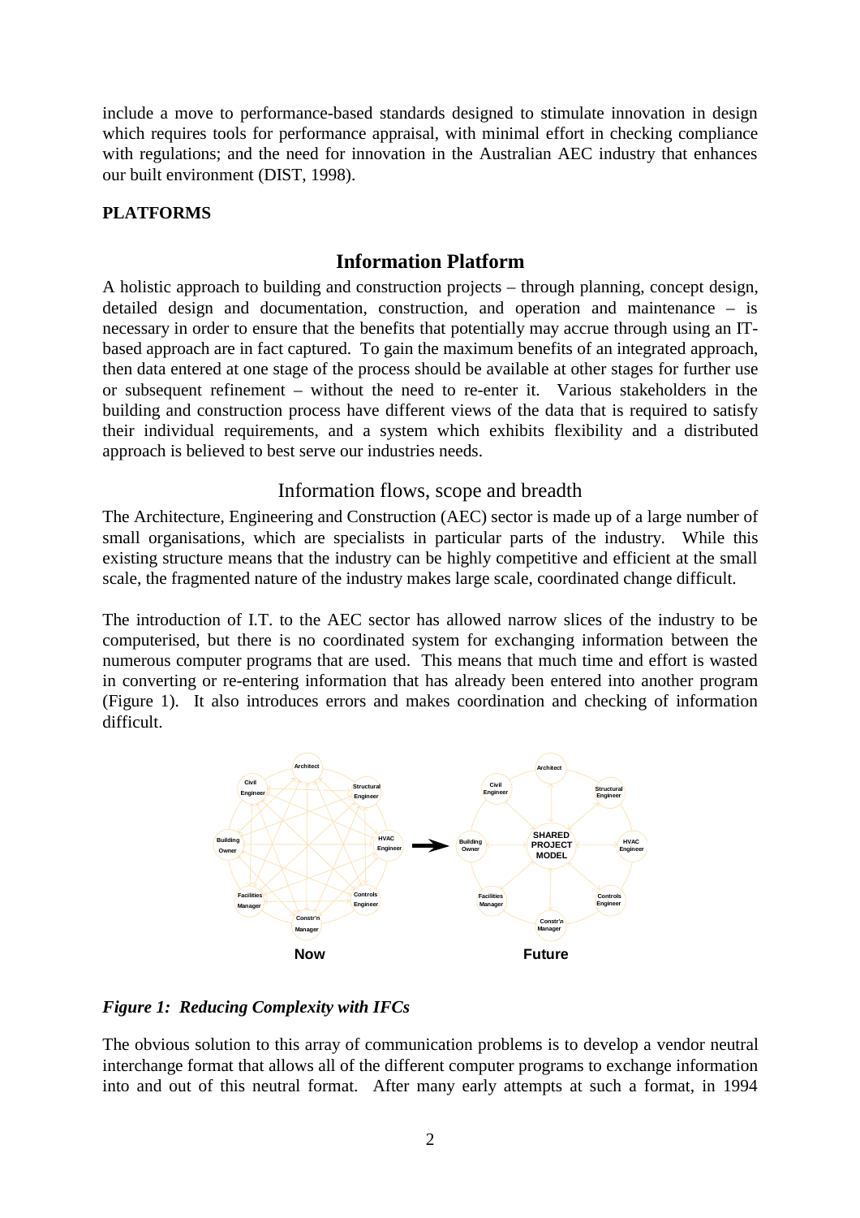include a move to performance-based standards designed to stimulate innovation in design which requires tools for performance appraisal, with minimal effort in checking compliance with regulations; and the need for innovation in the Australian AEC industry that enhances our built environment (DIST, 1998).

**PLATFORMS**

## Information Platform

A holistic approach to building and construction projects – through planning, concept design, detailed design and documentation, construction, and operation and maintenance – is necessary in order to ensure that the benefits that potentially may accrue through using an IT-based approach are in fact captured. To gain the maximum benefits of an integrated approach, then data entered at one stage of the process should be available at other stages for further use or subsequent refinement – without the need to re-enter it. Various stakeholders in the building and construction process have different views of the data that is required to satisfy their individual requirements, and a system which exhibits flexibility and a distributed approach is believed to best serve our industries needs.

### Information flows, scope and breadth

The Architecture, Engineering and Construction (AEC) sector is made up of a large number of small organisations, which are specialists in particular parts of the industry. While this existing structure means that the industry can be highly competitive and efficient at the small scale, the fragmented nature of the industry makes large scale, coordinated change difficult.

The introduction of I.T. to the AEC sector has allowed narrow slices of the industry to be computerised, but there is no coordinated system for exchanging information between the numerous computer programs that are used. This means that much time and effort is wasted in converting or re-entering information that has already been entered into another program (Figure 1). It also introduces errors and makes coordination and checking of information difficult.

*__Figure 1: Reducing Complexity with IFCs__*

The obvious solution to this array of communication problems is to develop a vendor neutral interchange format that allows all of the different computer programs to exchange information into and out of this neutral format. After many early attempts at such a format, in 1994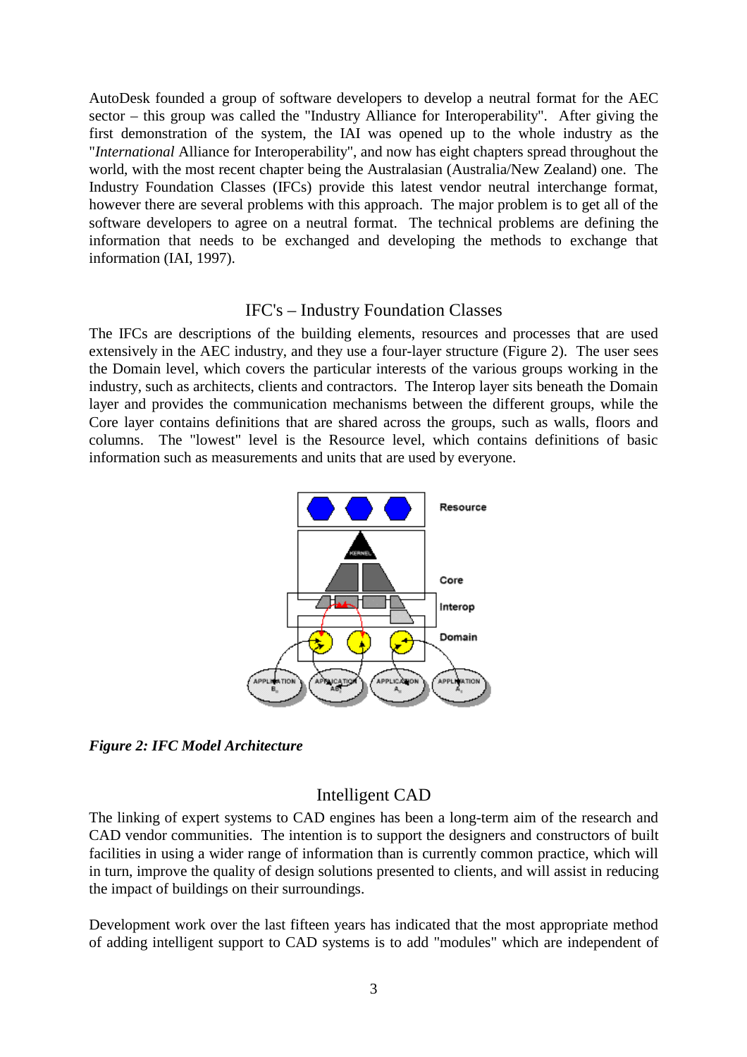AutoDesk founded a group of software developers to develop a neutral format for the AEC sector – this group was called the "Industry Alliance for Interoperability". After giving the first demonstration of the system, the IAI was opened up to the whole industry as the "*International* Alliance for Interoperability", and now has eight chapters spread throughout the world, with the most recent chapter being the Australasian (Australia/New Zealand) one. The Industry Foundation Classes (IFCs) provide this latest vendor neutral interchange format, however there are several problems with this approach. The major problem is to get all of the software developers to agree on a neutral format. The technical problems are defining the information that needs to be exchanged and developing the methods to exchange that information (IAI, 1997).

## IFC's – Industry Foundation Classes

The IFCs are descriptions of the building elements, resources and processes that are used extensively in the AEC industry, and they use a four-layer structure (Figure 2). The user sees the Domain level, which covers the particular interests of the various groups working in the industry, such as architects, clients and contractors. The Interop layer sits beneath the Domain layer and provides the communication mechanisms between the different groups, while the Core layer contains definitions that are shared across the groups, such as walls, floors and columns. The "lowest" level is the Resource level, which contains definitions of basic information such as measurements and units that are used by everyone.

***Figure 2: IFC Model Architecture***

## Intelligent CAD

The linking of expert systems to CAD engines has been a long-term aim of the research and CAD vendor communities. The intention is to support the designers and constructors of built facilities in using a wider range of information than is currently common practice, which will in turn, improve the quality of design solutions presented to clients, and will assist in reducing the impact of buildings on their surroundings.

Development work over the last fifteen years has indicated that the most appropriate method of adding intelligent support to CAD systems is to add "modules" which are independent of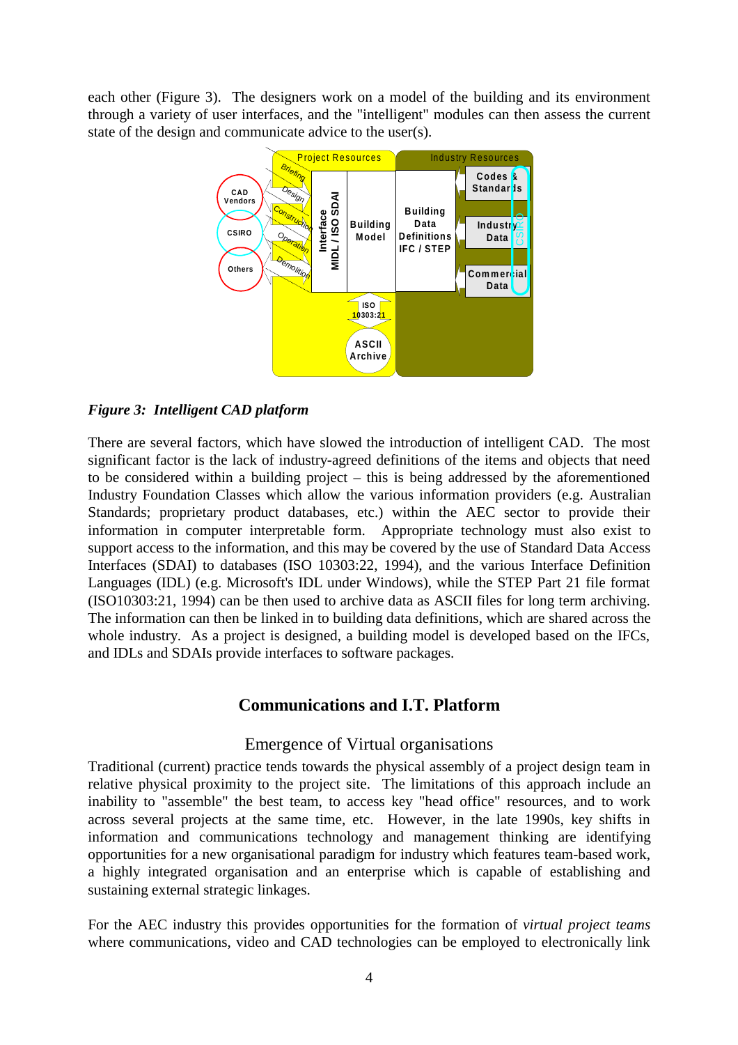each other (Figure 3). The designers work on a model of the building and its environment through a variety of user interfaces, and the "intelligent" modules can then assess the current state of the design and communicate advice to the user(s).

*Figure 3: Intelligent CAD platform*

There are several factors, which have slowed the introduction of intelligent CAD. The most significant factor is the lack of industry-agreed definitions of the items and objects that need to be considered within a building project – this is being addressed by the aforementioned Industry Foundation Classes which allow the various information providers (e.g. Australian Standards; proprietary product databases, etc.) within the AEC sector to provide their information in computer interpretable form. Appropriate technology must also exist to support access to the information, and this may be covered by the use of Standard Data Access Interfaces (SDAI) to databases (ISO 10303:22, 1994), and the various Interface Definition Languages (IDL) (e.g. Microsoft's IDL under Windows), while the STEP Part 21 file format (ISO10303:21, 1994) can be then used to archive data as ASCII files for long term archiving. The information can then be linked in to building data definitions, which are shared across the whole industry. As a project is designed, a building model is developed based on the IFCs, and IDLs and SDAIs provide interfaces to software packages.

## Communications and I.T. Platform

### Emergence of Virtual organisations

Traditional (current) practice tends towards the physical assembly of a project design team in relative physical proximity to the project site. The limitations of this approach include an inability to "assemble" the best team, to access key "head office" resources, and to work across several projects at the same time, etc. However, in the late 1990s, key shifts in information and communications technology and management thinking are identifying opportunities for a new organisational paradigm for industry which features team-based work, a highly integrated organisation and an enterprise which is capable of establishing and sustaining external strategic linkages.

For the AEC industry this provides opportunities for the formation of *virtual project teams* where communications, video and CAD technologies can be employed to electronically link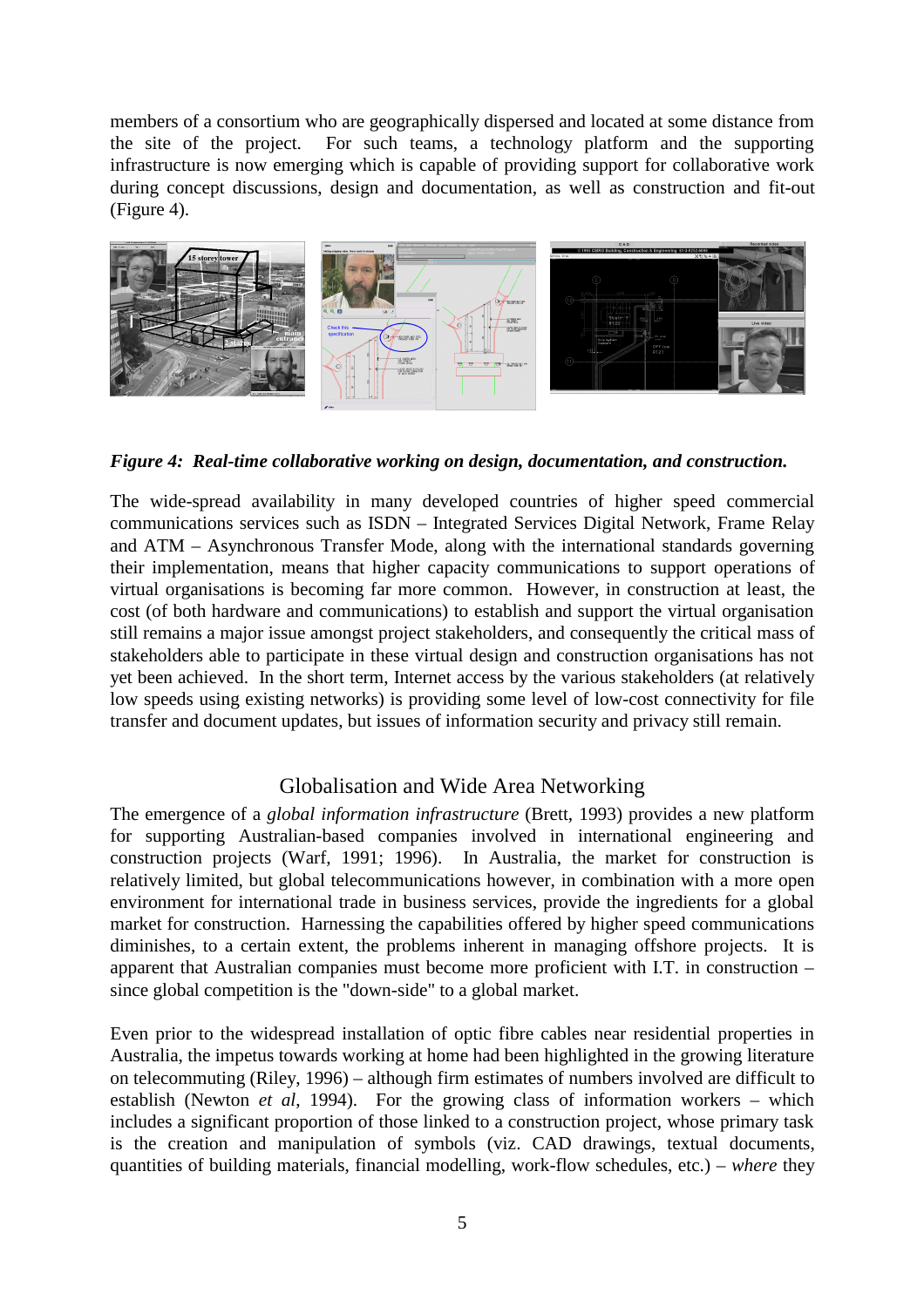members of a consortium who are geographically dispersed and located at some distance from the site of the project. For such teams, a technology platform and the supporting infrastructure is now emerging which is capable of providing support for collaborative work during concept discussions, design and documentation, as well as construction and fit-out (Figure 4).

***Figure 4: Real-time collaborative working on design, documentation, and construction.***

The wide-spread availability in many developed countries of higher speed commercial communications services such as ISDN – Integrated Services Digital Network, Frame Relay and ATM – Asynchronous Transfer Mode, along with the international standards governing their implementation, means that higher capacity communications to support operations of virtual organisations is becoming far more common. However, in construction at least, the cost (of both hardware and communications) to establish and support the virtual organisation still remains a major issue amongst project stakeholders, and consequently the critical mass of stakeholders able to participate in these virtual design and construction organisations has not yet been achieved. In the short term, Internet access by the various stakeholders (at relatively low speeds using existing networks) is providing some level of low-cost connectivity for file transfer and document updates, but issues of information security and privacy still remain.

## Globalisation and Wide Area Networking

The emergence of a *global information infrastructure* (Brett, 1993) provides a new platform for supporting Australian-based companies involved in international engineering and construction projects (Warf, 1991; 1996). In Australia, the market for construction is relatively limited, but global telecommunications however, in combination with a more open environment for international trade in business services, provide the ingredients for a global market for construction. Harnessing the capabilities offered by higher speed communications diminishes, to a certain extent, the problems inherent in managing offshore projects. It is apparent that Australian companies must become more proficient with I.T. in construction – since global competition is the "down-side" to a global market.

Even prior to the widespread installation of optic fibre cables near residential properties in Australia, the impetus towards working at home had been highlighted in the growing literature on telecommuting (Riley, 1996) – although firm estimates of numbers involved are difficult to establish (Newton *et al*, 1994). For the growing class of information workers – which includes a significant proportion of those linked to a construction project, whose primary task is the creation and manipulation of symbols (viz. CAD drawings, textual documents, quantities of building materials, financial modelling, work-flow schedules, etc.) – *where* they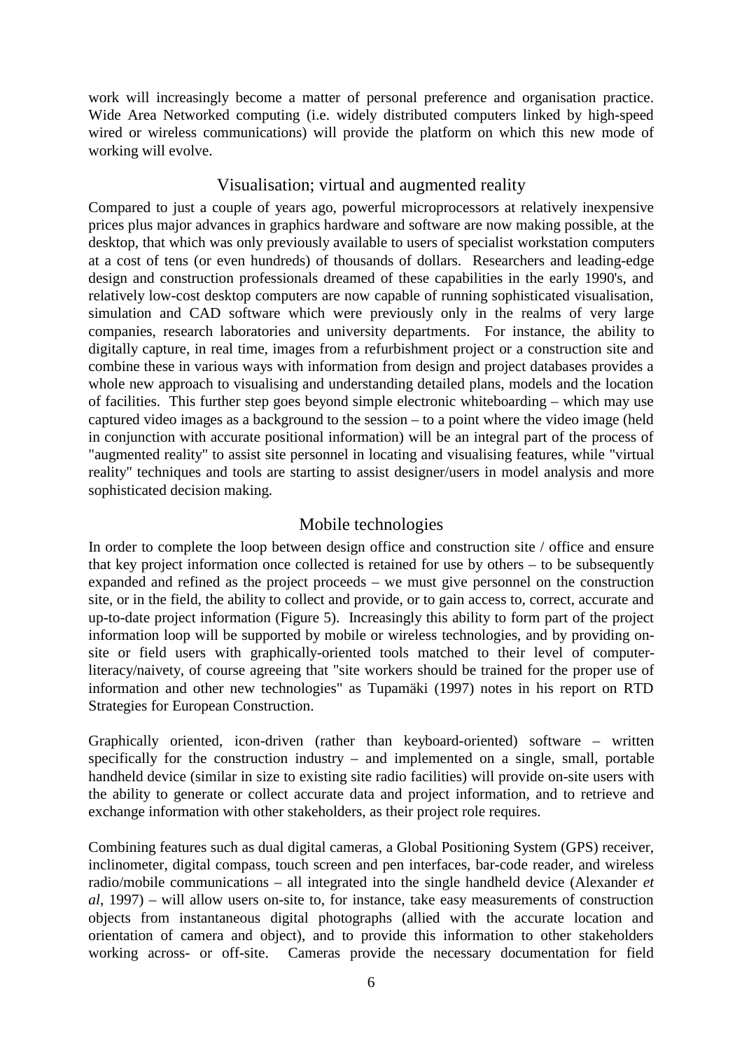work will increasingly become a matter of personal preference and organisation practice. Wide Area Networked computing (i.e. widely distributed computers linked by high-speed wired or wireless communications) will provide the platform on which this new mode of working will evolve.

## Visualisation; virtual and augmented reality

Compared to just a couple of years ago, powerful microprocessors at relatively inexpensive prices plus major advances in graphics hardware and software are now making possible, at the desktop, that which was only previously available to users of specialist workstation computers at a cost of tens (or even hundreds) of thousands of dollars. Researchers and leading-edge design and construction professionals dreamed of these capabilities in the early 1990's, and relatively low-cost desktop computers are now capable of running sophisticated visualisation, simulation and CAD software which were previously only in the realms of very large companies, research laboratories and university departments. For instance, the ability to digitally capture, in real time, images from a refurbishment project or a construction site and combine these in various ways with information from design and project databases provides a whole new approach to visualising and understanding detailed plans, models and the location of facilities. This further step goes beyond simple electronic whiteboarding – which may use captured video images as a background to the session – to a point where the video image (held in conjunction with accurate positional information) will be an integral part of the process of "augmented reality" to assist site personnel in locating and visualising features, while "virtual reality" techniques and tools are starting to assist designer/users in model analysis and more sophisticated decision making.

## Mobile technologies

In order to complete the loop between design office and construction site / office and ensure that key project information once collected is retained for use by others – to be subsequently expanded and refined as the project proceeds – we must give personnel on the construction site, or in the field, the ability to collect and provide, or to gain access to, correct, accurate and up-to-date project information (Figure 5). Increasingly this ability to form part of the project information loop will be supported by mobile or wireless technologies, and by providing on-site or field users with graphically-oriented tools matched to their level of computer-literacy/naivety, of course agreeing that "site workers should be trained for the proper use of information and other new technologies" as Tupamäki (1997) notes in his report on RTD Strategies for European Construction.

Graphically oriented, icon-driven (rather than keyboard-oriented) software – written specifically for the construction industry – and implemented on a single, small, portable handheld device (similar in size to existing site radio facilities) will provide on-site users with the ability to generate or collect accurate data and project information, and to retrieve and exchange information with other stakeholders, as their project role requires.

Combining features such as dual digital cameras, a Global Positioning System (GPS) receiver, inclinometer, digital compass, touch screen and pen interfaces, bar-code reader, and wireless radio/mobile communications – all integrated into the single handheld device (Alexander *et al*, 1997) – will allow users on-site to, for instance, take easy measurements of construction objects from instantaneous digital photographs (allied with the accurate location and orientation of camera and object), and to provide this information to other stakeholders working across- or off-site. Cameras provide the necessary documentation for field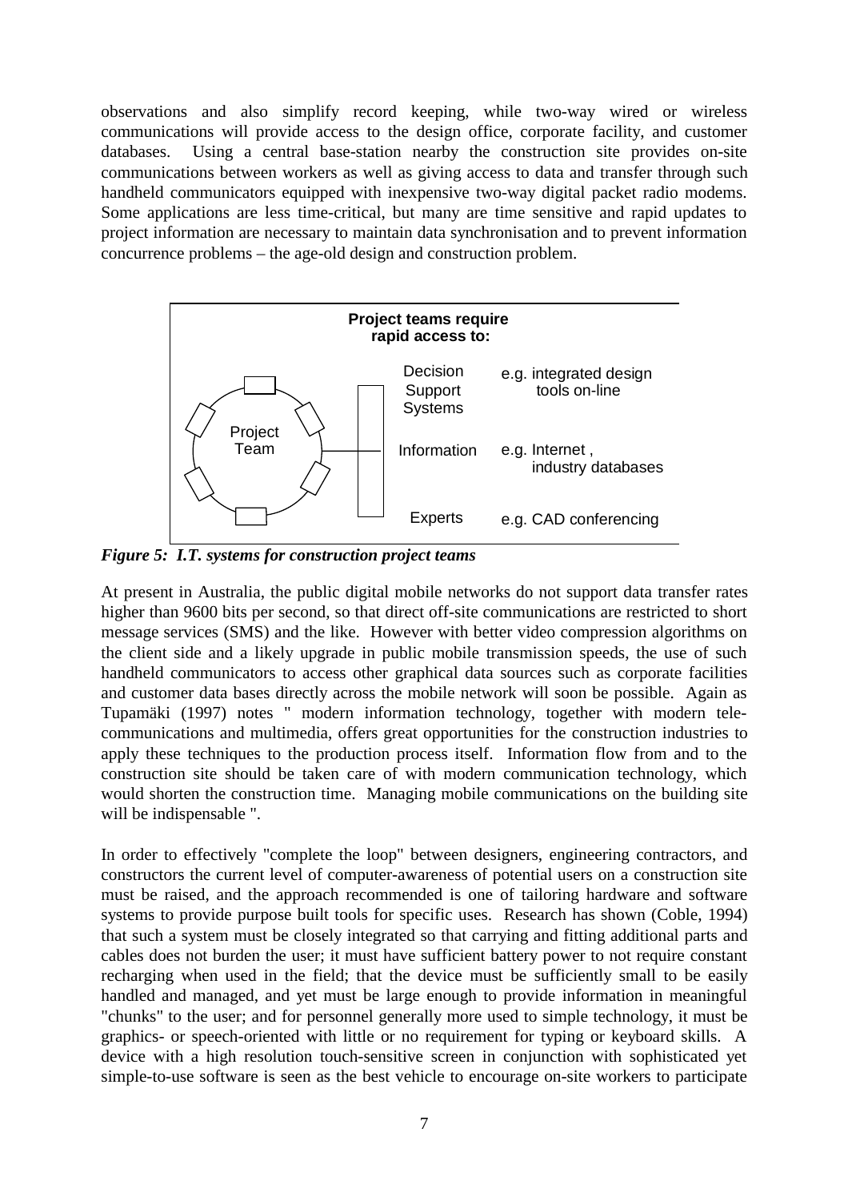observations and also simplify record keeping, while two-way wired or wireless communications will provide access to the design office, corporate facility, and customer databases. Using a central base-station nearby the construction site provides on-site communications between workers as well as giving access to data and transfer through such handheld communicators equipped with inexpensive two-way digital packet radio modems. Some applications are less time-critical, but many are time sensitive and rapid updates to project information are necessary to maintain data synchronisation and to prevent information concurrence problems – the age-old design and construction problem.

**Project teams require rapid access to:**

| | | |
|---|---|---|
| Project Team | Decision Support Systems | e.g. integrated design tools on-line |
| | Information | e.g. Internet , industry databases |
| | Experts | e.g. CAD conferencing |

***Figure 5: I.T. systems for construction project teams***

At present in Australia, the public digital mobile networks do not support data transfer rates higher than 9600 bits per second, so that direct off-site communications are restricted to short message services (SMS) and the like. However with better video compression algorithms on the client side and a likely upgrade in public mobile transmission speeds, the use of such handheld communicators to access other graphical data sources such as corporate facilities and customer data bases directly across the mobile network will soon be possible. Again as Tupamäki (1997) notes " modern information technology, together with modern tele-communications and multimedia, offers great opportunities for the construction industries to apply these techniques to the production process itself. Information flow from and to the construction site should be taken care of with modern communication technology, which would shorten the construction time. Managing mobile communications on the building site will be indispensable ".

In order to effectively "complete the loop" between designers, engineering contractors, and constructors the current level of computer-awareness of potential users on a construction site must be raised, and the approach recommended is one of tailoring hardware and software systems to provide purpose built tools for specific uses. Research has shown (Coble, 1994) that such a system must be closely integrated so that carrying and fitting additional parts and cables does not burden the user; it must have sufficient battery power to not require constant recharging when used in the field; that the device must be sufficiently small to be easily handled and managed, and yet must be large enough to provide information in meaningful "chunks" to the user; and for personnel generally more used to simple technology, it must be graphics- or speech-oriented with little or no requirement for typing or keyboard skills. A device with a high resolution touch-sensitive screen in conjunction with sophisticated yet simple-to-use software is seen as the best vehicle to encourage on-site workers to participate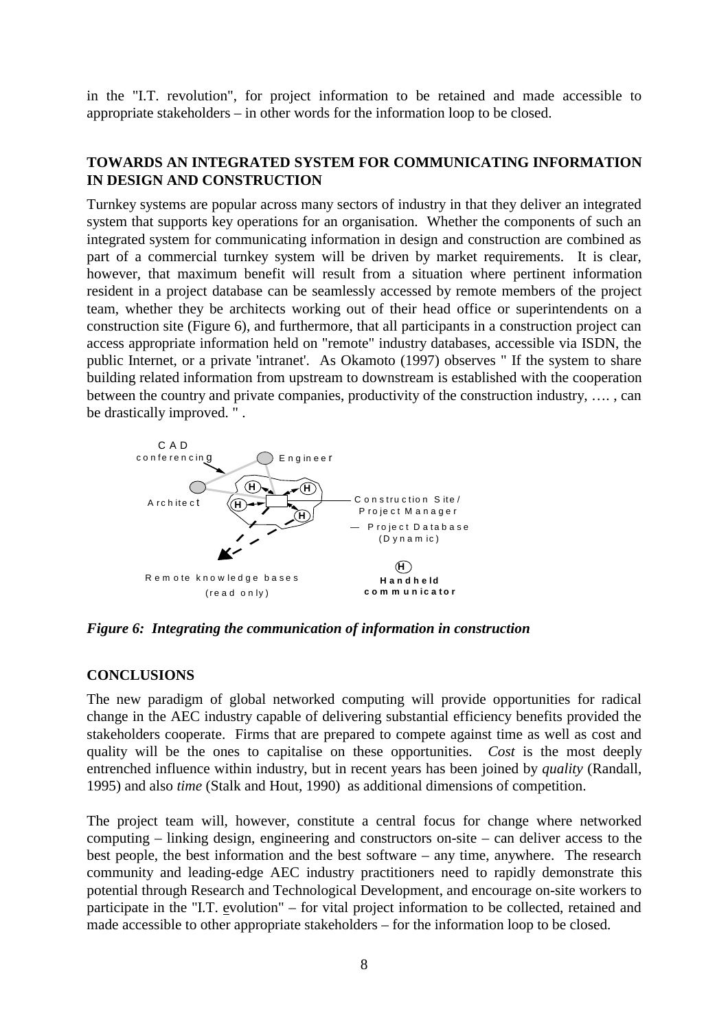in the "I.T. revolution", for project information to be retained and made accessible to appropriate stakeholders – in other words for the information loop to be closed.

## TOWARDS AN INTEGRATED SYSTEM FOR COMMUNICATING INFORMATION IN DESIGN AND CONSTRUCTION

Turnkey systems are popular across many sectors of industry in that they deliver an integrated system that supports key operations for an organisation. Whether the components of such an integrated system for communicating information in design and construction are combined as part of a commercial turnkey system will be driven by market requirements. It is clear, however, that maximum benefit will result from a situation where pertinent information resident in a project database can be seamlessly accessed by remote members of the project team, whether they be architects working out of their head office or superintendents on a construction site (Figure 6), and furthermore, that all participants in a construction project can access appropriate information held on "remote" industry databases, accessible via ISDN, the public Internet, or a private 'intranet'. As Okamoto (1997) observes " If the system to share building related information from upstream to downstream is established with the cooperation between the country and private companies, productivity of the construction industry, …. , can be drastically improved. " .

CAD conferencing

Engineer

Architect

Construction Site / Project Manager

— Project Database (Dynamic)

Remote knowledge bases (read only)

**Handheld communicator**

***Figure 6: Integrating the communication of information in construction***

## CONCLUSIONS

The new paradigm of global networked computing will provide opportunities for radical change in the AEC industry capable of delivering substantial efficiency benefits provided the stakeholders cooperate. Firms that are prepared to compete against time as well as cost and quality will be the ones to capitalise on these opportunities. *Cost* is the most deeply entrenched influence within industry, but in recent years has been joined by *quality* (Randall, 1995) and also *time* (Stalk and Hout, 1990) as additional dimensions of competition.

The project team will, however, constitute a central focus for change where networked computing – linking design, engineering and constructors on-site – can deliver access to the best people, the best information and the best software – any time, anywhere. The research community and leading-edge AEC industry practitioners need to rapidly demonstrate this potential through Research and Technological Development, and encourage on-site workers to participate in the "I.T. evolution" – for vital project information to be collected, retained and made accessible to other appropriate stakeholders – for the information loop to be closed.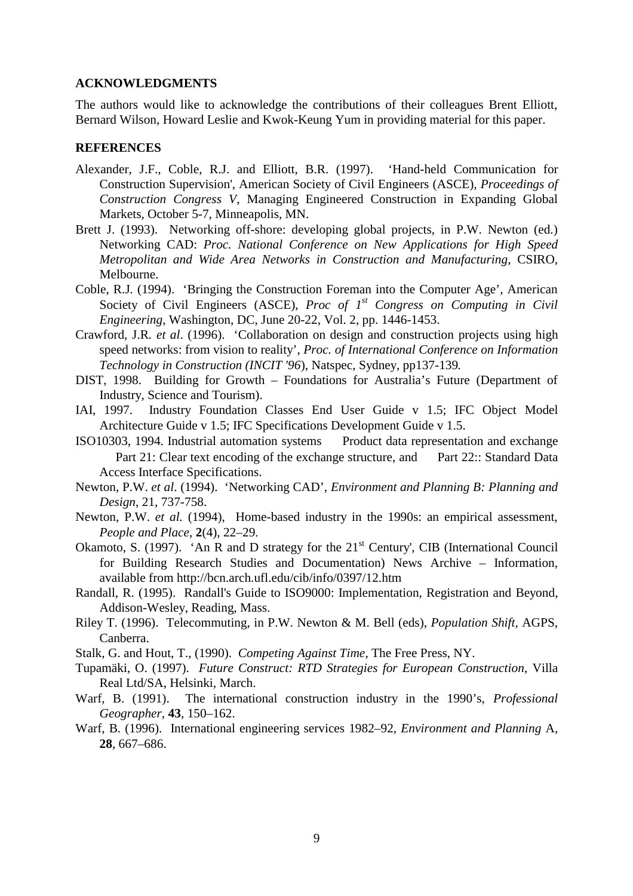## ACKNOWLEDGMENTS

The authors would like to acknowledge the contributions of their colleagues Brent Elliott, Bernard Wilson, Howard Leslie and Kwok-Keung Yum in providing material for this paper.

## REFERENCES

Alexander, J.F., Coble, R.J. and Elliott, B.R. (1997). 'Hand-held Communication for Construction Supervision', American Society of Civil Engineers (ASCE), *Proceedings of Construction Congress V*, Managing Engineered Construction in Expanding Global Markets, October 5-7, Minneapolis, MN.

Brett J. (1993). Networking off-shore: developing global projects, in P.W. Newton (ed.) Networking CAD: *Proc. National Conference on New Applications for High Speed Metropolitan and Wide Area Networks in Construction and Manufacturing*, CSIRO, Melbourne.

Coble, R.J. (1994). 'Bringing the Construction Foreman into the Computer Age', American Society of Civil Engineers (ASCE), *Proc of 1st Congress on Computing in Civil Engineering*, Washington, DC, June 20-22, Vol. 2, pp. 1446-1453.

Crawford, J.R. *et al*. (1996). 'Collaboration on design and construction projects using high speed networks: from vision to reality', *Proc. of International Conference on Information Technology in Construction (INCIT '96*), Natspec, Sydney, pp137-139*.*

DIST, 1998. Building for Growth – Foundations for Australia's Future (Department of Industry, Science and Tourism).

IAI, 1997. Industry Foundation Classes End User Guide v 1.5; IFC Object Model Architecture Guide v 1.5; IFC Specifications Development Guide v 1.5.

ISO10303, 1994. Industrial automation systems Product data representation and exchange Part 21: Clear text encoding of the exchange structure, and Part 22:: Standard Data Access Interface Specifications.

Newton, P.W. *et al*. (1994). 'Networking CAD', *Environment and Planning B: Planning and Design*, 21, 737-758.

Newton, P.W. *et al.* (1994), Home-based industry in the 1990s: an empirical assessment, *People and Place*, **2**(4), 22–29.

Okamoto, S. (1997). 'An R and D strategy for the 21st Century', CIB (International Council for Building Research Studies and Documentation) News Archive – Information, available from http://bcn.arch.ufl.edu/cib/info/0397/12.htm

Randall, R. (1995). Randall's Guide to ISO9000: Implementation, Registration and Beyond, Addison-Wesley, Reading, Mass.

Riley T. (1996). Telecommuting, in P.W. Newton & M. Bell (eds), *Population Shift*, AGPS, Canberra.

Stalk, G. and Hout, T., (1990). *Competing Against Time*, The Free Press, NY.

Tupamäki, O. (1997). *Future Construct: RTD Strategies for European Construction*, Villa Real Ltd/SA, Helsinki, March.

Warf, B. (1991). The international construction industry in the 1990's, *Professional Geographer*, **43**, 150–162.

Warf, B. (1996). International engineering services 1982–92, *Environment and Planning* A, **28**, 667–686.